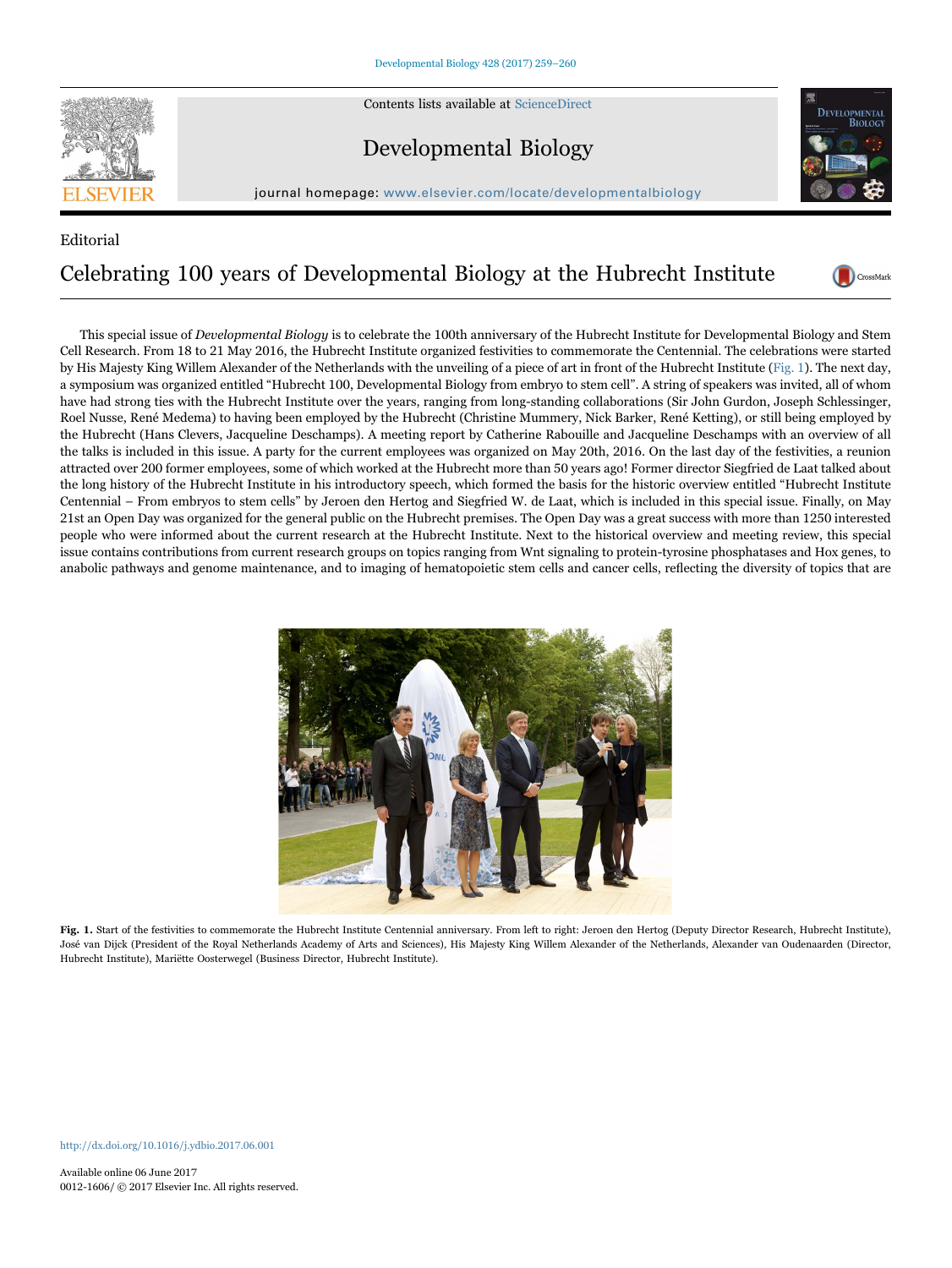Editorial

# Celebrating 100 years of Developmental Biology at the Hubrecht Institute

This special issue of *Developmental Biology* is to celebrate the 100th anniversary of the Hubrecht Institute for Developmental Biology and Stem Cell Research. From 18 to 21 May 2016, the Hubrecht Institute organized festivities to commemorate the Centennial. The celebrations were started by His Majesty King Willem Alexander of the Netherlands with the unveiling of a piece of art in front of the Hubrecht Institute (Fig. 1). The next day, a symposium was organized entitled "Hubrecht 100, Developmental Biology from embryo to stem cell". A string of speakers was invited, all of whom have had strong ties with the Hubrecht Institute over the years, ranging from long-standing collaborations (Sir John Gurdon, Joseph Schlessinger, Roel Nusse, René Medema) to having been employed by the Hubrecht (Christine Mummery, Nick Barker, René Ketting), or still being employed by the Hubrecht (Hans Clevers, Jacqueline Deschamps). A meeting report by Catherine Rabouille and Jacqueline Deschamps with an overview of all the talks is included in this issue. A party for the current employees was organized on May 20th, 2016. On the last day of the festivities, a reunion attracted over 200 former employees, some of which worked at the Hubrecht more than 50 years ago! Former director Siegfried de Laat talked about the long history of the Hubrecht Institute in his introductory speech, which formed the basis for the historic overview entitled "Hubrecht Institute Centennial – From embryos to stem cells" by Jeroen den Hertog and Siegfried W. de Laat, which is included in this special issue. Finally, on May 21st an Open Day was organized for the general public on the Hubrecht premises. The Open Day was a great success with more than 1250 interested people who were informed about the current research at the Hubrecht Institute. Next to the historical overview and meeting review, this special issue contains contributions from current research groups on topics ranging from Wnt signaling to protein-tyrosine phosphatases and Hox genes, to anabolic pathways and genome maintenance, and to imaging of hematopoietic stem cells and cancer cells, reflecting the diversity of topics that are

**Fig. 1.** Start of the festivities to commemorate the Hubrecht Institute Centennial anniversary. From left to right: Jeroen den Hertog (Deputy Director Research, Hubrecht Institute), José van Dijck (President of the Royal Netherlands Academy of Arts and Sciences), His Majesty King Willem Alexander of the Netherlands, Alexander van Oudenaarden (Director, Hubrecht Institute), Mariëtte Oosterwegel (Business Director, Hubrecht Institute).

http://dx.doi.org/10.1016/j.ydbio.2017.06.001

Available online 06 June 2017
0012-1606/ © 2017 Elsevier Inc. All rights reserved.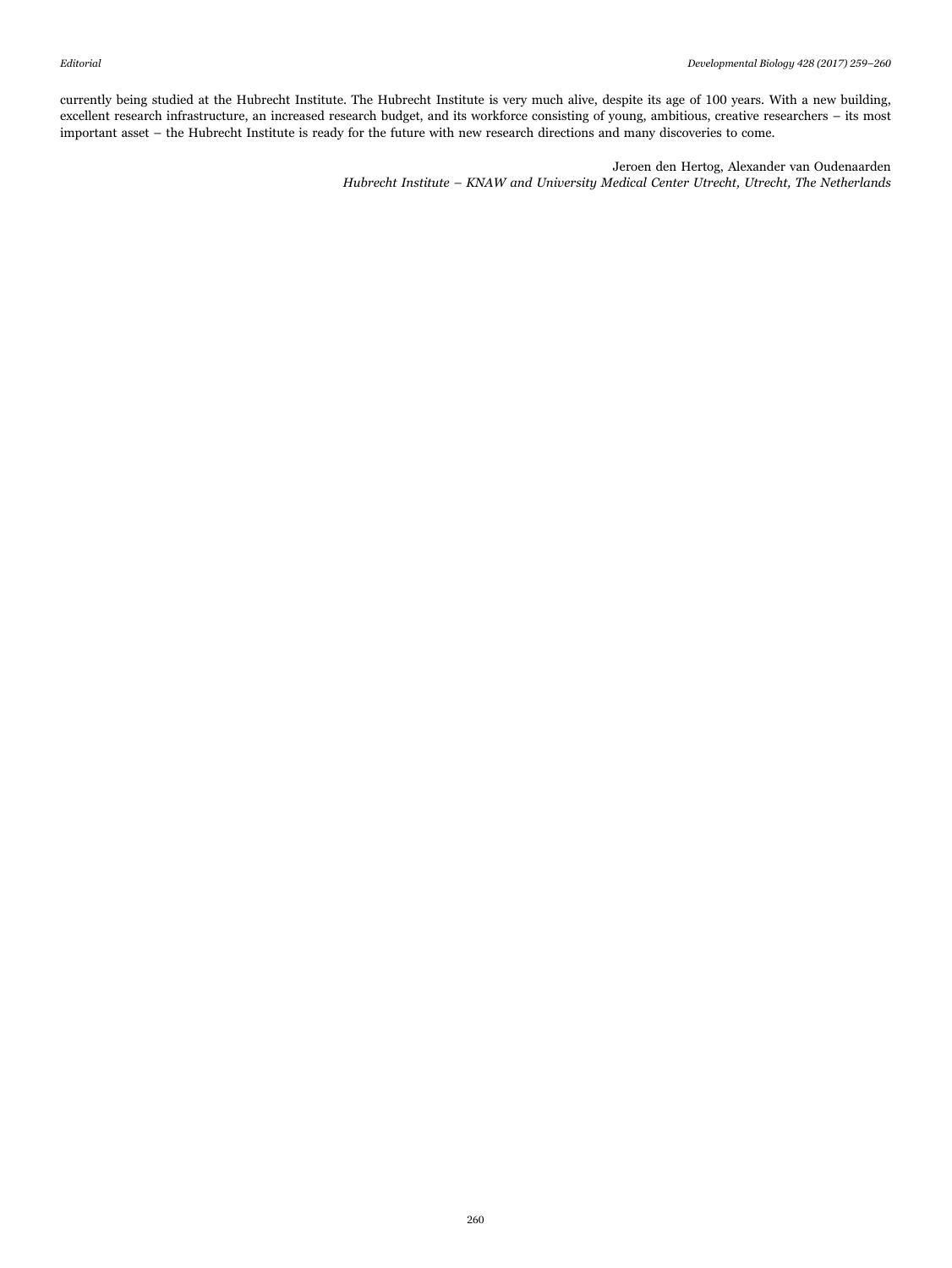currently being studied at the Hubrecht Institute. The Hubrecht Institute is very much alive, despite its age of 100 years. With a new building, excellent research infrastructure, an increased research budget, and its workforce consisting of young, ambitious, creative researchers – its most important asset – the Hubrecht Institute is ready for the future with new research directions and many discoveries to come.

Jeroen den Hertog, Alexander van Oudenaarden
*Hubrecht Institute – KNAW and University Medical Center Utrecht, Utrecht, The Netherlands*